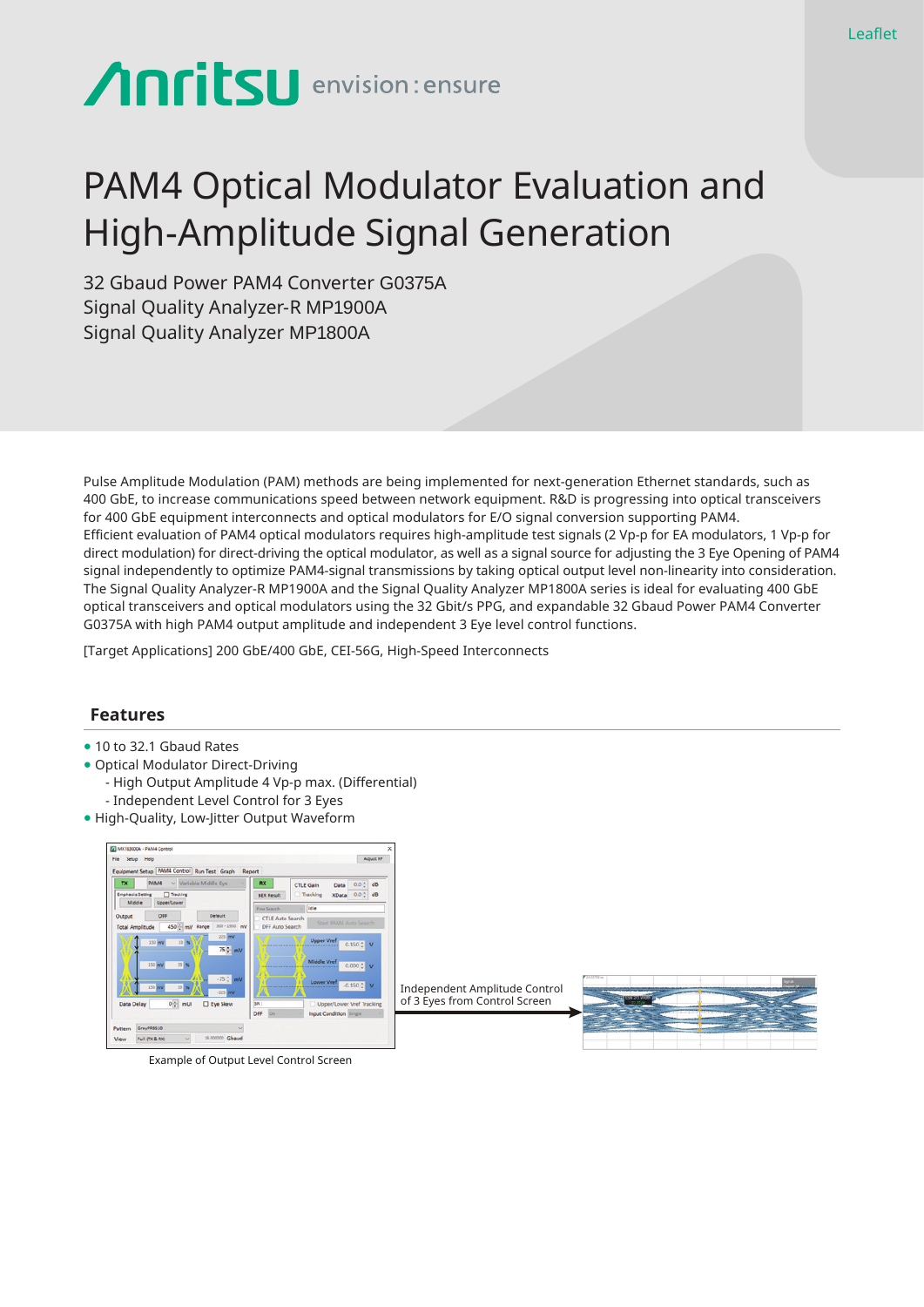Leaflet

# PAM4 Optical Modulator Evaluation and High-Amplitude Signal Generation

32 Gbaud Power PAM4 Converter G0375A
Signal Quality Analyzer-R MP1900A
Signal Quality Analyzer MP1800A

Pulse Amplitude Modulation (PAM) methods are being implemented for next-generation Ethernet standards, such as 400 GbE, to increase communications speed between network equipment. R&D is progressing into optical transceivers for 400 GbE equipment interconnects and optical modulators for E/O signal conversion supporting PAM4.
Efficient evaluation of PAM4 optical modulators requires high-amplitude test signals (2 Vp-p for EA modulators, 1 Vp-p for direct modulation) for direct-driving the optical modulator, as well as a signal source for adjusting the 3 Eye Opening of PAM4 signal independently to optimize PAM4-signal transmissions by taking optical output level non-linearity into consideration.
The Signal Quality Analyzer-R MP1900A and the Signal Quality Analyzer MP1800A series is ideal for evaluating 400 GbE optical transceivers and optical modulators using the 32 Gbit/s PPG, and expandable 32 Gbaud Power PAM4 Converter G0375A with high PAM4 output amplitude and independent 3 Eye level control functions.

[Target Applications] 200 GbE/400 GbE, CEI-56G, High-Speed Interconnects

## Features

- 10 to 32.1 Gbaud Rates
- Optical Modulator Direct-Driving
  - High Output Amplitude 4 Vp-p max. (Differential)
  - Independent Level Control for 3 Eyes
- High-Quality, Low-Jitter Output Waveform

Independent Amplitude Control of 3 Eyes from Control Screen

Example of Output Level Control Screen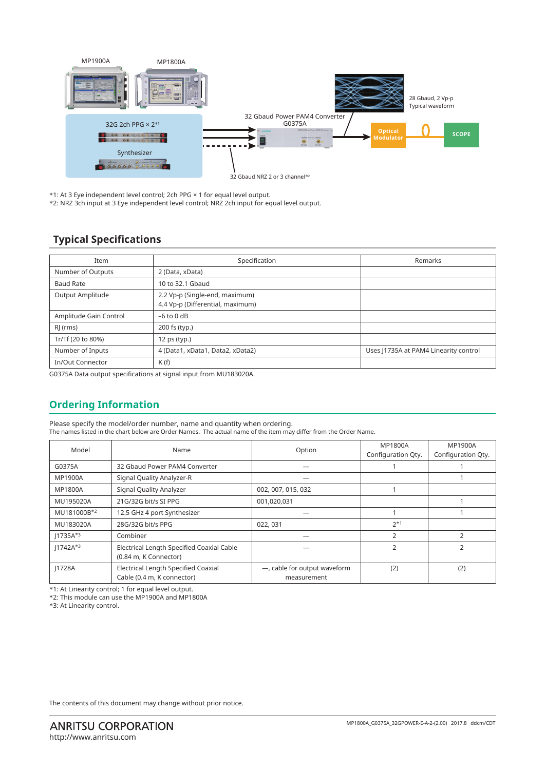MP1900A MP1800A

32G 2ch PPG × 2*1

Synthesizer

32 Gbaud Power PAM4 Converter
G0375A

28 Gbaud, 2 Vp-p
Typical waveform

Optical Modulator

SCOPE

32 Gbaud NRZ 2 or 3 channel*2

*1: At 3 Eye independent level control; 2ch PPG × 1 for equal level output.
*2: NRZ 3ch input at 3 Eye independent level control; NRZ 2ch input for equal level output.

## Typical Specifications

| Item | Specification | Remarks |
|---|---|---|
| Number of Outputs | 2 (Data, xData) | |
| Baud Rate | 10 to 32.1 Gbaud | |
| Output Amplitude | 2.2 Vp-p (Single-end, maximum)<br>4.4 Vp-p (Differential, maximum) | |
| Amplitude Gain Control | –6 to 0 dB | |
| RJ (rms) | 200 fs (typ.) | |
| Tr/Tf (20 to 80%) | 12 ps (typ.) | |
| Number of Inputs | 4 (Data1, xData1, Data2, xData2) | Uses J1735A at PAM4 Linearity control |
| In/Out Connector | K (f) | |

G0375A Data output specifications at signal input from MU183020A.

## Ordering Information

Please specify the model/order number, name and quantity when ordering.
The names listed in the chart below are Order Names. The actual name of the item may differ from the Order Name.

| Model | Name | Option | MP1800A Configuration Qty. | MP1900A Configuration Qty. |
|---|---|---|---|---|
| G0375A | 32 Gbaud Power PAM4 Converter | — | 1 | 1 |
| MP1900A | Signal Quality Analyzer-R | — | | 1 |
| MP1800A | Signal Quality Analyzer | 002, 007, 015, 032 | 1 | |
| MU195020A | 21G/32G bit/s SI PPG | 001,020,031 | | 1 |
| MU181000B*2 | 12.5 GHz 4 port Synthesizer | — | 1 | 1 |
| MU183020A | 28G/32G bit/s PPG | 022, 031 | 2*1 | |
| J1735A*3 | Combiner | — | 2 | 2 |
| J1742A*3 | Electrical Length Specified Coaxial Cable (0.84 m, K Connector) | — | 2 | 2 |
| J1728A | Electrical Length Specified Coaxial Cable (0.4 m, K connector) | —, cable for output waveform measurement | (2) | (2) |

*1: At Linearity control; 1 for equal level output.
*2: This module can use the MP1900A and MP1800A
*3: At Linearity control.

The contents of this document may change without prior notice.

ANRITSU CORPORATION
http://www.anritsu.com

MP1800A_G0375A_32GPOWER-E-A-2-(2.00) 2017.8 ddcm/CDT